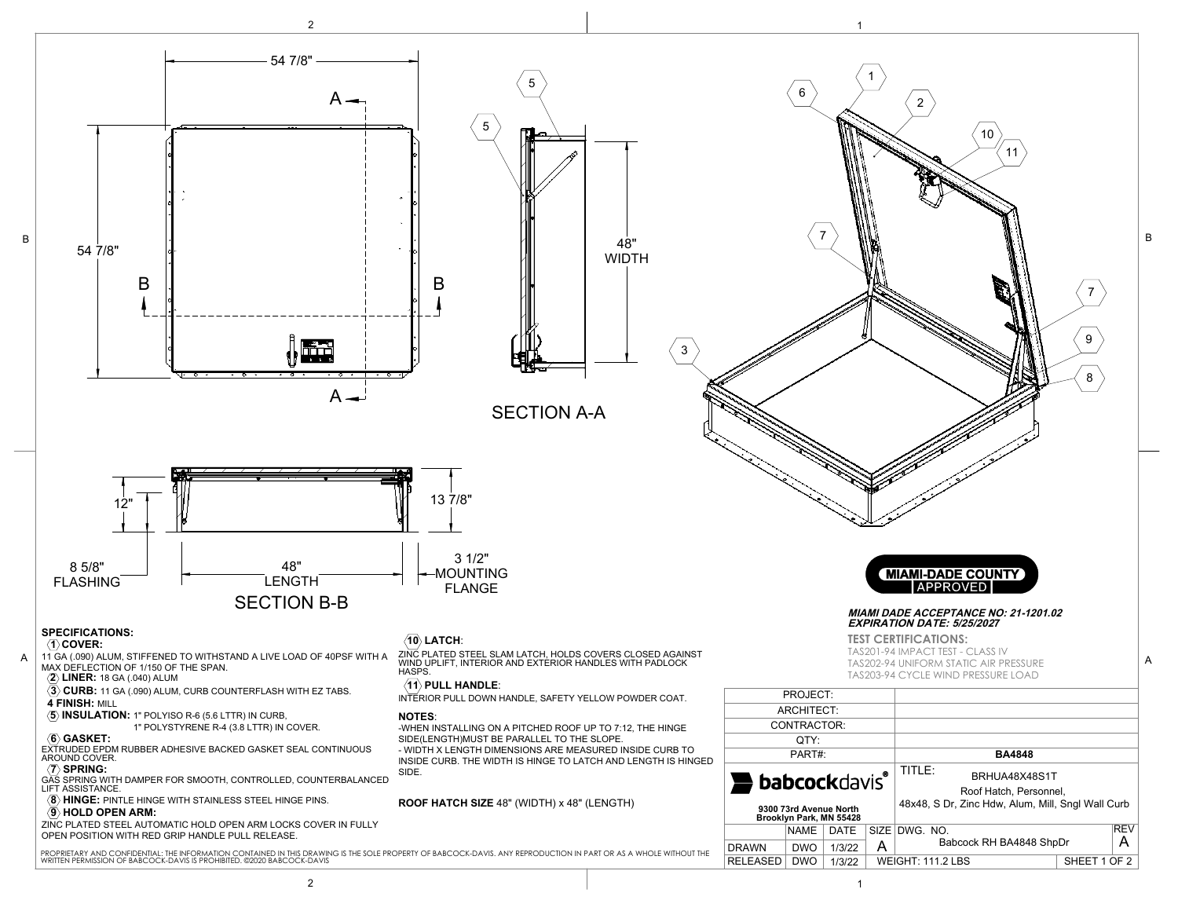54 7/8"

54 7/8"

48" WIDTH

SECTION A-A

12"

13 7/8"

8 5/8" FLASHING

48" LENGTH

3 1/2" MOUNTING FLANGE

SECTION B-B

**MIAMI-DADE COUNTY APPROVED**

***MIAMI DADE ACCEPTANCE NO: 21-1201.02***
***EXPIRATION DATE: 5/25/2027***

**TEST CERTIFICATIONS:**
TAS201-94 IMPACT TEST - CLASS IV
TAS202-94 UNIFORM STATIC AIR PRESSURE
TAS203-94 CYCLE WIND PRESSURE LOAD

## SPECIFICATIONS:

**(1) COVER:**
11 GA (.090) ALUM, STIFFENED TO WITHSTAND A LIVE LOAD OF 40PSF WITH A MAX DEFLECTION OF 1/150 OF THE SPAN.

**(2) LINER:** 18 GA (.040) ALUM

**(3) CURB:** 11 GA (.090) ALUM, CURB COUNTERFLASH WITH EZ TABS.

**4 FINISH:** MILL

**(5) INSULATION:** 1" POLYISO R-6 (5.6 LTTR) IN CURB,
1" POLYSTYRENE R-4 (3.8 LTTR) IN COVER.

**(6) GASKET:**
EXTRUDED EPDM RUBBER ADHESIVE BACKED GASKET SEAL CONTINUOUS AROUND COVER.

**(7) SPRING:**
GAS SPRING WITH DAMPER FOR SMOOTH, CONTROLLED, COUNTERBALANCED LIFT ASSISTANCE.

**(8) HINGE:** PINTLE HINGE WITH STAINLESS STEEL HINGE PINS.

**(9) HOLD OPEN ARM:**
ZINC PLATED STEEL AUTOMATIC HOLD OPEN ARM LOCKS COVER IN FULLY OPEN POSITION WITH RED GRIP HANDLE PULL RELEASE.

**(10) LATCH:**
ZINC PLATED STEEL SLAM LATCH, HOLDS COVERS CLOSED AGAINST WIND UPLIFT, INTERIOR AND EXTERIOR HANDLES WITH PADLOCK HASPS.

**(11) PULL HANDLE:**
INTERIOR PULL DOWN HANDLE, SAFETY YELLOW POWDER COAT.

**NOTES:**
-WHEN INSTALLING ON A PITCHED ROOF UP TO 7:12, THE HINGE SIDE(LENGTH)MUST BE PARALLEL TO THE SLOPE.
- WIDTH X LENGTH DIMENSIONS ARE MEASURED INSIDE CURB TO INSIDE CURB. THE WIDTH IS HINGE TO LATCH AND LENGTH IS HINGED SIDE.

**ROOF HATCH SIZE** 48" (WIDTH) x 48" (LENGTH)

PROPRIETARY AND CONFIDENTIAL: THE INFORMATION CONTAINED IN THIS DRAWING IS THE SOLE PROPERTY OF BABCOCK-DAVIS. ANY REPRODUCTION IN PART OR AS A WHOLE WITHOUT THE WRITTEN PERMISSION OF BABCOCK-DAVIS IS PROHIBITED. ©2020 BABCOCK-DAVIS

| PROJECT: | |
|---|---|
| ARCHITECT: | |
| CONTRACTOR: | |
| QTY: | |
| PART#: | **BA4848** |

**babcock**davis®
**9300 73rd Avenue North**
**Brooklyn Park, MN 55428**

TITLE: BRHUA48X48S1T
Roof Hatch, Personnel,
48x48, S Dr, Zinc Hdw, Alum, Mill, Sngl Wall Curb

| | NAME | DATE | SIZE | DWG. NO. | REV |
|---|---|---|---|---|---|
| DRAWN | DWO | 1/3/22 | A | Babcock RH BA4848 ShpDr | A |
| RELEASED | DWO | 1/3/22 | WEIGHT: 111.2 LBS | | SHEET 1 OF 2 |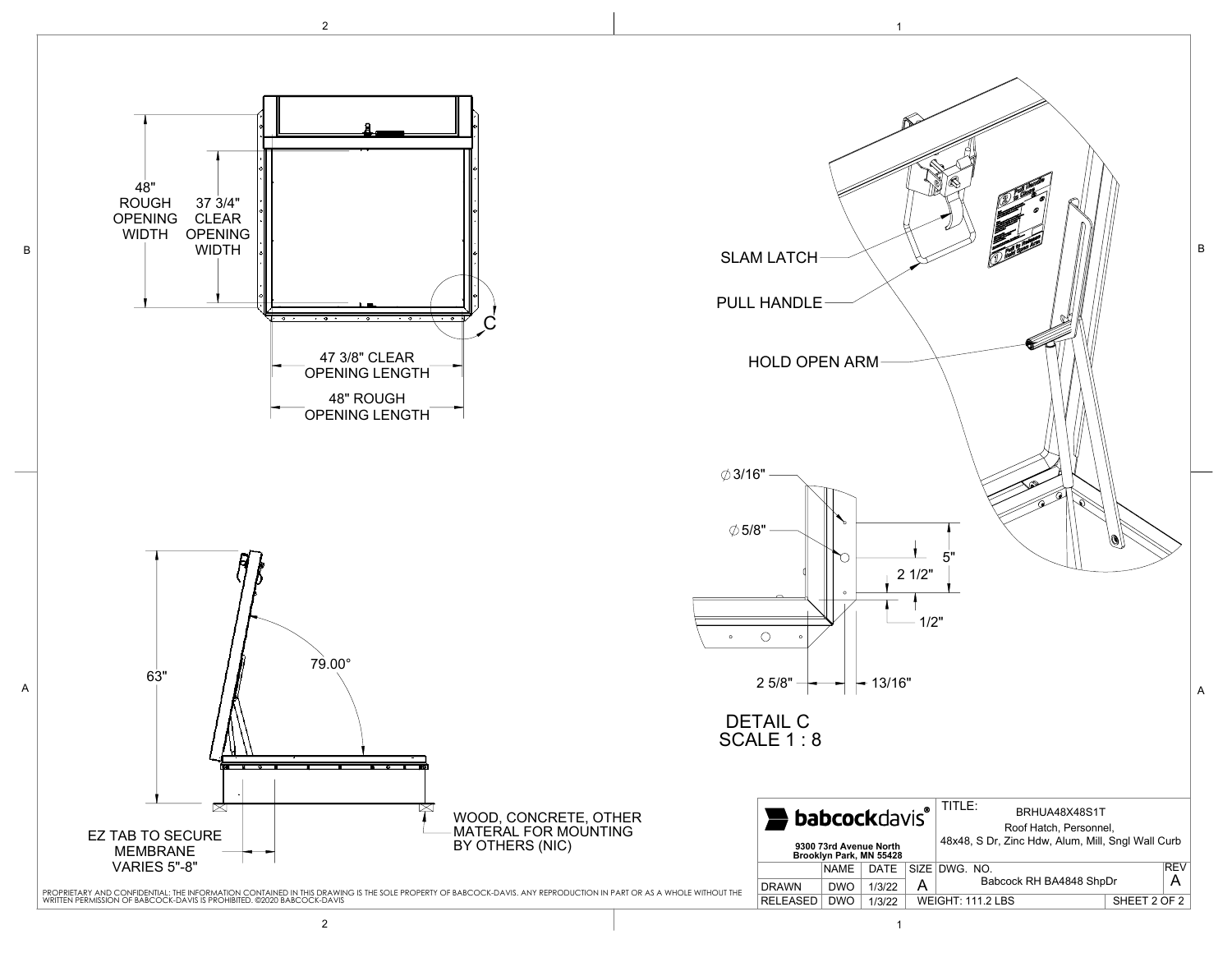48" ROUGH OPENING WIDTH

37 3/4" CLEAR OPENING WIDTH

C

47 3/8" CLEAR OPENING LENGTH

48" ROUGH OPENING LENGTH

SLAM LATCH

PULL HANDLE

HOLD OPEN ARM

⌀ 3/16"

⌀ 5/8"

5"

2 1/2"

1/2"

2 5/8"

13/16"

DETAIL C
SCALE 1 : 8

63"

79.00°

EZ TAB TO SECURE MEMBRANE VARIES 5"-8"

WOOD, CONCRETE, OTHER MATERAL FOR MOUNTING BY OTHERS (NIC)

PROPRIETARY AND CONFIDENTIAL: THE INFORMATION CONTAINED IN THIS DRAWING IS THE SOLE PROPERTY OF BABCOCK-DAVIS. ANY REPRODUCTION IN PART OR AS A WHOLE WITHOUT THE WRITTEN PERMISSION OF BABCOCK-DAVIS IS PROHIBITED. ©2020 BABCOCK-DAVIS

**babcockdavis®**
9300 73rd Avenue North
Brooklyn Park, MN 55428

TITLE: BRHUA48X48S1T
Roof Hatch, Personnel,
48x48, S Dr, Zinc Hdw, Alum, Mill, Sngl Wall Curb

| | NAME | DATE | SIZE | DWG. NO. | REV |
|---|---|---|---|---|---|
| DRAWN | DWO | 1/3/22 | A | Babcock RH BA4848 ShpDr | A |
| RELEASED | DWO | 1/3/22 | WEIGHT: 111.2 LBS | SHEET 2 OF 2 | |